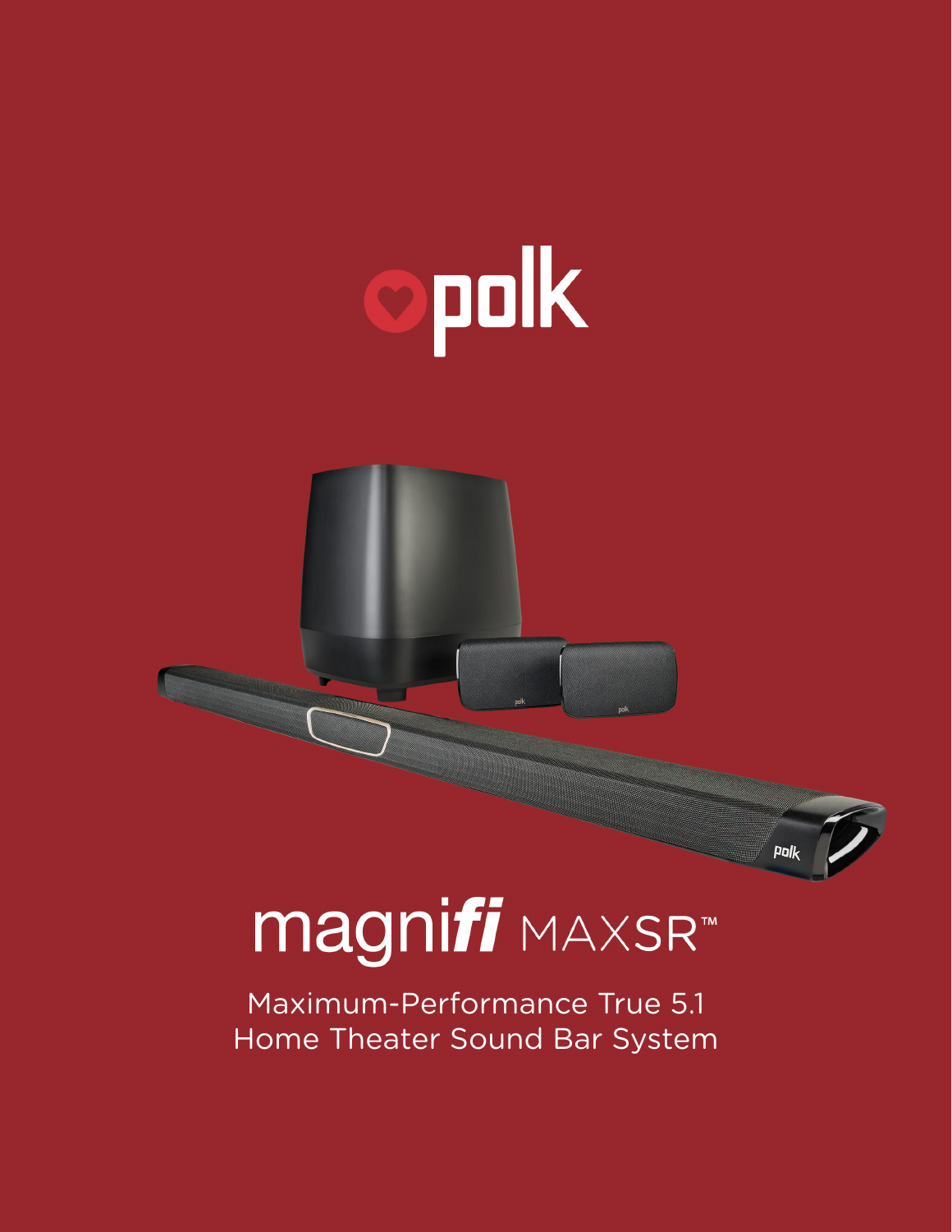# polk

# magnifi MAXSR™

Maximum-Performance True 5.1
Home Theater Sound Bar System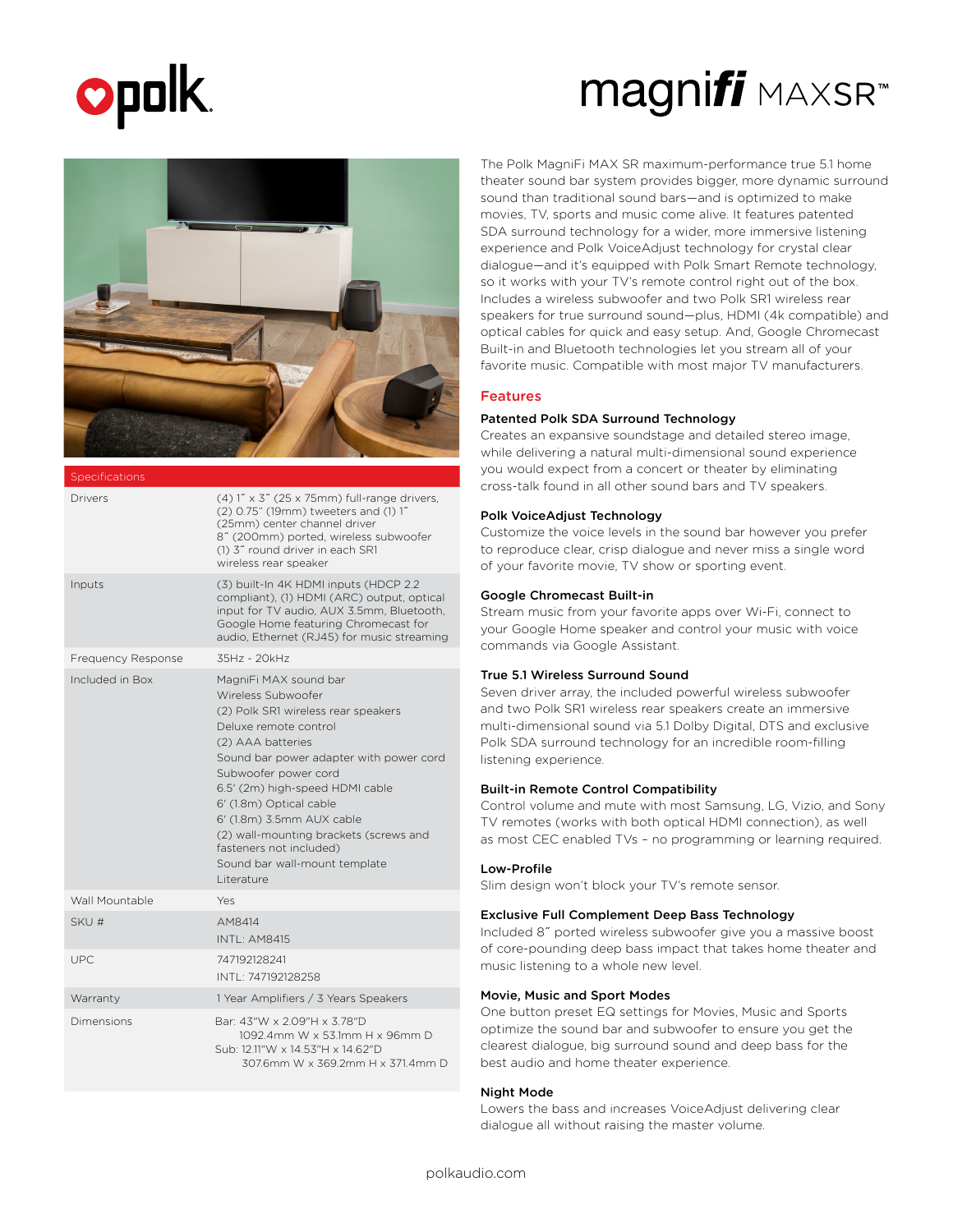polk

# magnifi MAXSR™

The Polk MagniFi MAX SR maximum-performance true 5.1 home theater sound bar system provides bigger, more dynamic surround sound than traditional sound bars—and is optimized to make movies, TV, sports and music come alive. It features patented SDA surround technology for a wider, more immersive listening experience and Polk VoiceAdjust technology for crystal clear dialogue—and it's equipped with Polk Smart Remote technology, so it works with your TV's remote control right out of the box. Includes a wireless subwoofer and two Polk SR1 wireless rear speakers for true surround sound—plus, HDMI (4k compatible) and optical cables for quick and easy setup. And, Google Chromecast Built-in and Bluetooth technologies let you stream all of your favorite music. Compatible with most major TV manufacturers.

## Specifications

| Specifications | |
|---|---|
| Drivers | (4) 1˝ x 3˝ (25 x 75mm) full-range drivers, (2) 0.75" (19mm) tweeters and (1) 1˝ (25mm) center channel driver<br>8˝ (200mm) ported, wireless subwoofer<br>(1) 3˝ round driver in each SR1 wireless rear speaker |
| Inputs | (3) built-In 4K HDMI inputs (HDCP 2.2 compliant), (1) HDMI (ARC) output, optical input for TV audio, AUX 3.5mm, Bluetooth, Google Home featuring Chromecast for audio, Ethernet (RJ45) for music streaming |
| Frequency Response | 35Hz - 20kHz |
| Included in Box | MagniFi MAX sound bar<br>Wireless Subwoofer<br>(2) Polk SR1 wireless rear speakers<br>Deluxe remote control<br>(2) AAA batteries<br>Sound bar power adapter with power cord<br>Subwoofer power cord<br>6.5' (2m) high-speed HDMI cable<br>6' (1.8m) Optical cable<br>6' (1.8m) 3.5mm AUX cable<br>(2) wall-mounting brackets (screws and fasteners not included)<br>Sound bar wall-mount template<br>Literature |
| Wall Mountable | Yes |
| SKU # | AM8414<br>INTL: AM8415 |
| UPC | 747192128241<br>INTL: 747192128258 |
| Warranty | 1 Year Amplifiers / 3 Years Speakers |
| Dimensions | Bar: 43"W x 2.09"H x 3.78"D<br>1092.4mm W x 53.1mm H x 96mm D<br>Sub: 12.11"W x 14.53"H x 14.62"D<br>307.6mm W x 369.2mm H x 371.4mm D |

## Features

### Patented Polk SDA Surround Technology

Creates an expansive soundstage and detailed stereo image, while delivering a natural multi-dimensional sound experience you would expect from a concert or theater by eliminating cross-talk found in all other sound bars and TV speakers.

### Polk VoiceAdjust Technology

Customize the voice levels in the sound bar however you prefer to reproduce clear, crisp dialogue and never miss a single word of your favorite movie, TV show or sporting event.

### Google Chromecast Built-in

Stream music from your favorite apps over Wi-Fi, connect to your Google Home speaker and control your music with voice commands via Google Assistant.

### True 5.1 Wireless Surround Sound

Seven driver array, the included powerful wireless subwoofer and two Polk SR1 wireless rear speakers create an immersive multi-dimensional sound via 5.1 Dolby Digital, DTS and exclusive Polk SDA surround sound technology for an incredible room-filling listening experience.

### Built-in Remote Control Compatibility

Control volume and mute with most Samsung, LG, Vizio, and Sony TV remotes (works with both optical HDMI connection), as well as most CEC enabled TVs – no programming or learning required.

### Low-Profile

Slim design won't block your TV's remote sensor.

### Exclusive Full Complement Deep Bass Technology

Included 8˝ ported wireless subwoofer give you a massive boost of core-pounding deep bass impact that takes home theater and music listening to a whole new level.

### Movie, Music and Sport Modes

One button preset EQ settings for Movies, Music and Sports optimize the sound bar and subwoofer to ensure you get the clearest dialogue, big surround sound and deep bass for the best audio and home theater experience.

### Night Mode

Lowers the bass and increases VoiceAdjust delivering clear dialogue all without raising the master volume.

polkaudio.com